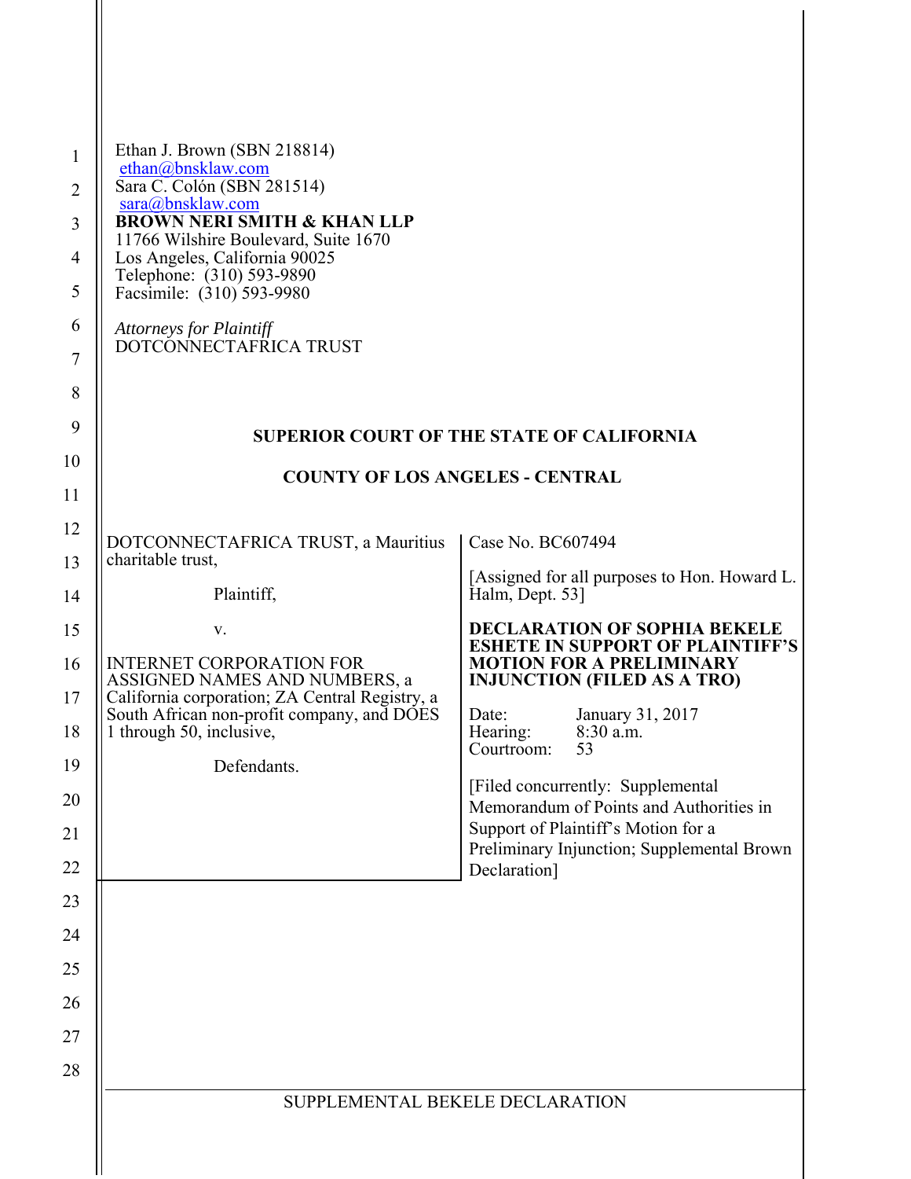Ethan J. Brown (SBN 218814)
ethan@bnsklaw.com
Sara C. Colón (SBN 281514)
sara@bnsklaw.com
**BROWN NERI SMITH & KHAN LLP**
11766 Wilshire Boulevard, Suite 1670
Los Angeles, California 90025
Telephone: (310) 593-9890
Facsimile: (310) 593-9980

*Attorneys for Plaintiff*
DOTCONNECTAFRICA TRUST

**SUPERIOR COURT OF THE STATE OF CALIFORNIA**

**COUNTY OF LOS ANGELES - CENTRAL**

DOTCONNECTAFRICA TRUST, a Mauritius charitable trust,

Plaintiff,

v.

INTERNET CORPORATION FOR ASSIGNED NAMES AND NUMBERS, a California corporation; ZA Central Registry, a South African non-profit company, and DOES 1 through 50, inclusive,

Defendants.

Case No. BC607494

[Assigned for all purposes to Hon. Howard L. Halm, Dept. 53]

**DECLARATION OF SOPHIA BEKELE ESHETE IN SUPPORT OF PLAINTIFF'S MOTION FOR A PRELIMINARY INJUNCTION (FILED AS A TRO)**

Date: January 31, 2017
Hearing: 8:30 a.m.
Courtroom: 53

[Filed concurrently: Supplemental Memorandum of Points and Authorities in Support of Plaintiff's Motion for a Preliminary Injunction; Supplemental Brown Declaration]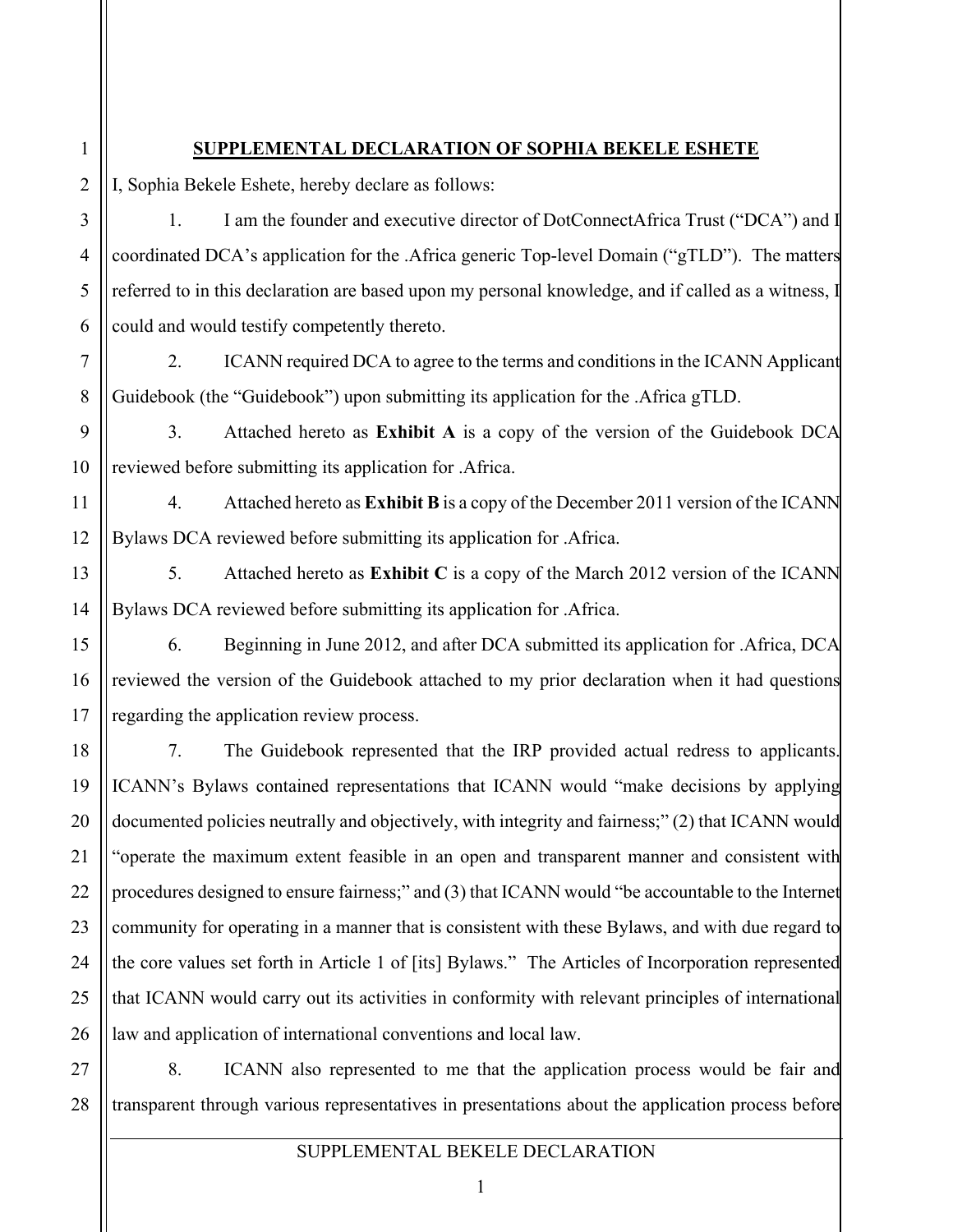## SUPPLEMENTAL DECLARATION OF SOPHIA BEKELE ESHETE

I, Sophia Bekele Eshete, hereby declare as follows:

1. I am the founder and executive director of DotConnectAfrica Trust ("DCA") and I coordinated DCA's application for the .Africa generic Top-level Domain ("gTLD"). The matters referred to in this declaration are based upon my personal knowledge, and if called as a witness, I could and would testify competently thereto.

2. ICANN required DCA to agree to the terms and conditions in the ICANN Applicant Guidebook (the "Guidebook") upon submitting its application for the .Africa gTLD.

3. Attached hereto as **Exhibit A** is a copy of the version of the Guidebook DCA reviewed before submitting its application for .Africa.

4. Attached hereto as **Exhibit B** is a copy of the December 2011 version of the ICANN Bylaws DCA reviewed before submitting its application for .Africa.

5. Attached hereto as **Exhibit C** is a copy of the March 2012 version of the ICANN Bylaws DCA reviewed before submitting its application for .Africa.

6. Beginning in June 2012, and after DCA submitted its application for .Africa, DCA reviewed the version of the Guidebook attached to my prior declaration when it had questions regarding the application review process.

7. The Guidebook represented that the IRP provided actual redress to applicants. ICANN's Bylaws contained representations that ICANN would "make decisions by applying documented policies neutrally and objectively, with integrity and fairness;" (2) that ICANN would "operate the maximum extent feasible in an open and transparent manner and consistent with procedures designed to ensure fairness;" and (3) that ICANN would "be accountable to the Internet community for operating in a manner that is consistent with these Bylaws, and with due regard to the core values set forth in Article 1 of [its] Bylaws." The Articles of Incorporation represented that ICANN would carry out its activities in conformity with relevant principles of international law and application of international conventions and local law.

8. ICANN also represented to me that the application process would be fair and transparent through various representatives in presentations about the application process before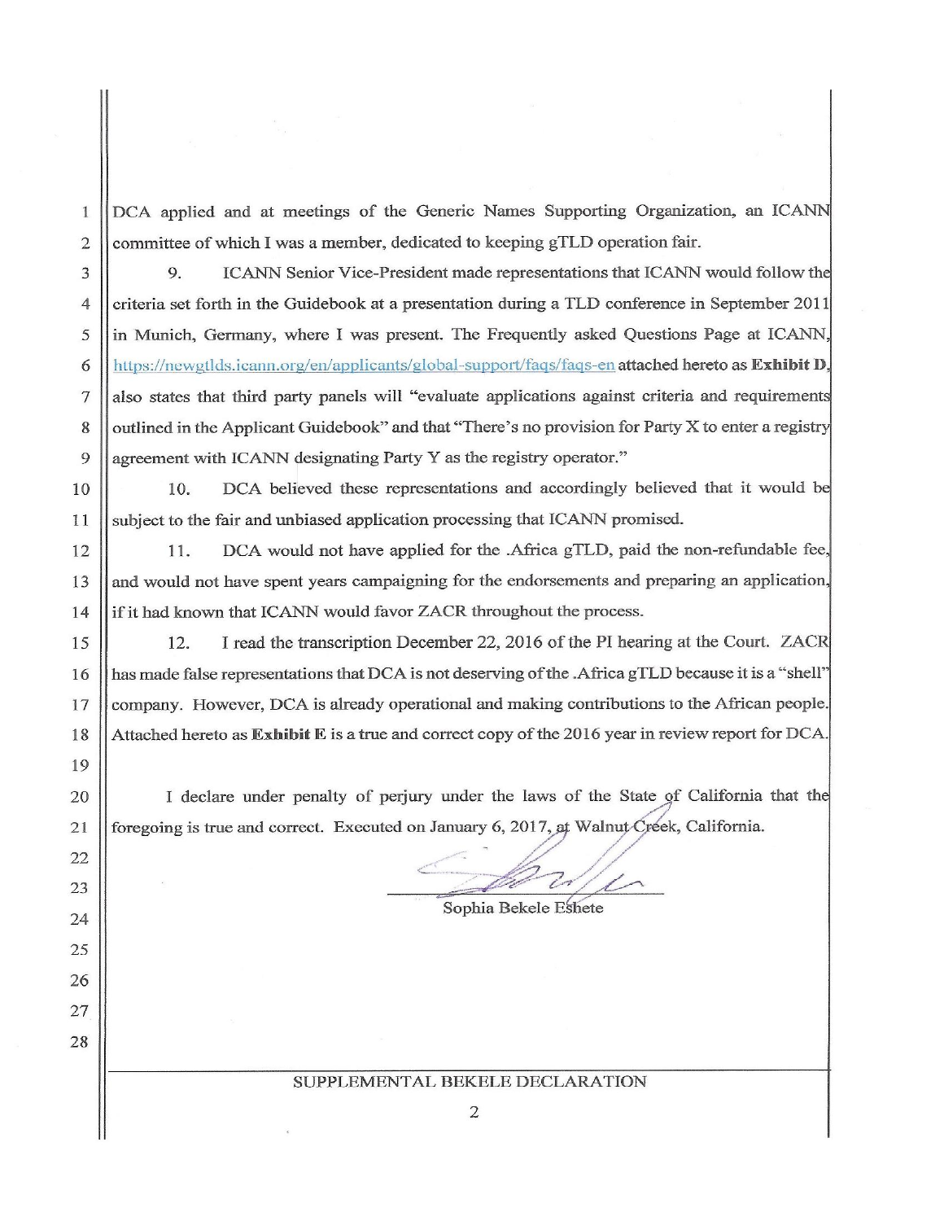DCA applied and at meetings of the Generic Names Supporting Organization, an ICANN committee of which I was a member, dedicated to keeping gTLD operation fair.

9. ICANN Senior Vice-President made representations that ICANN would follow the criteria set forth in the Guidebook at a presentation during a TLD conference in September 2011 in Munich, Germany, where I was present. The Frequently asked Questions Page at ICANN, https://newgtlds.icann.org/en/applicants/global-support/faqs/faqs-en attached hereto as **Exhibit D**, also states that third party panels will "evaluate applications against criteria and requirements outlined in the Applicant Guidebook" and that "There's no provision for Party X to enter a registry agreement with ICANN designating Party Y as the registry operator."

10. DCA believed these representations and accordingly believed that it would be subject to the fair and unbiased application processing that ICANN promised.

11. DCA would not have applied for the .Africa gTLD, paid the non-refundable fee, and would not have spent years campaigning for the endorsements and preparing an application, if it had known that ICANN would favor ZACR throughout the process.

12. I read the transcription December 22, 2016 of the PI hearing at the Court. ZACR has made false representations that DCA is not deserving of the .Africa gTLD because it is a "shell" company. However, DCA is already operational and making contributions to the African people. Attached hereto as **Exhibit E** is a true and correct copy of the 2016 year in review report for DCA.

I declare under penalty of perjury under the laws of the State of California that the foregoing is true and correct. Executed on January 6, 2017, at Walnut Creek, California.

Sophia Bekele Eshete

SUPPLEMENTAL BEKELE DECLARATION